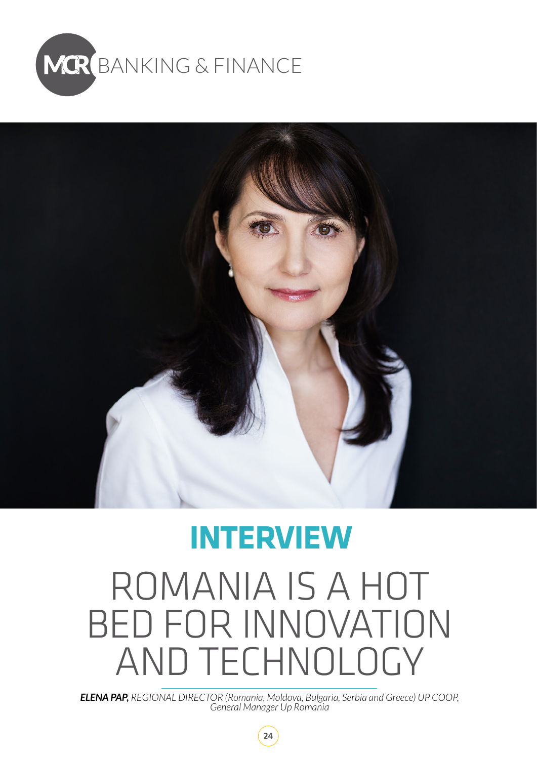MCR BANKING & FINANCE

# INTERVIEW

# ROMANIA IS A HOT BED FOR INNOVATION AND TECHNOLOGY

***ELENA PAP,*** *REGIONAL DIRECTOR (Romania, Moldova, Bulgaria, Serbia and Greece) UP COOP, General Manager Up Romania*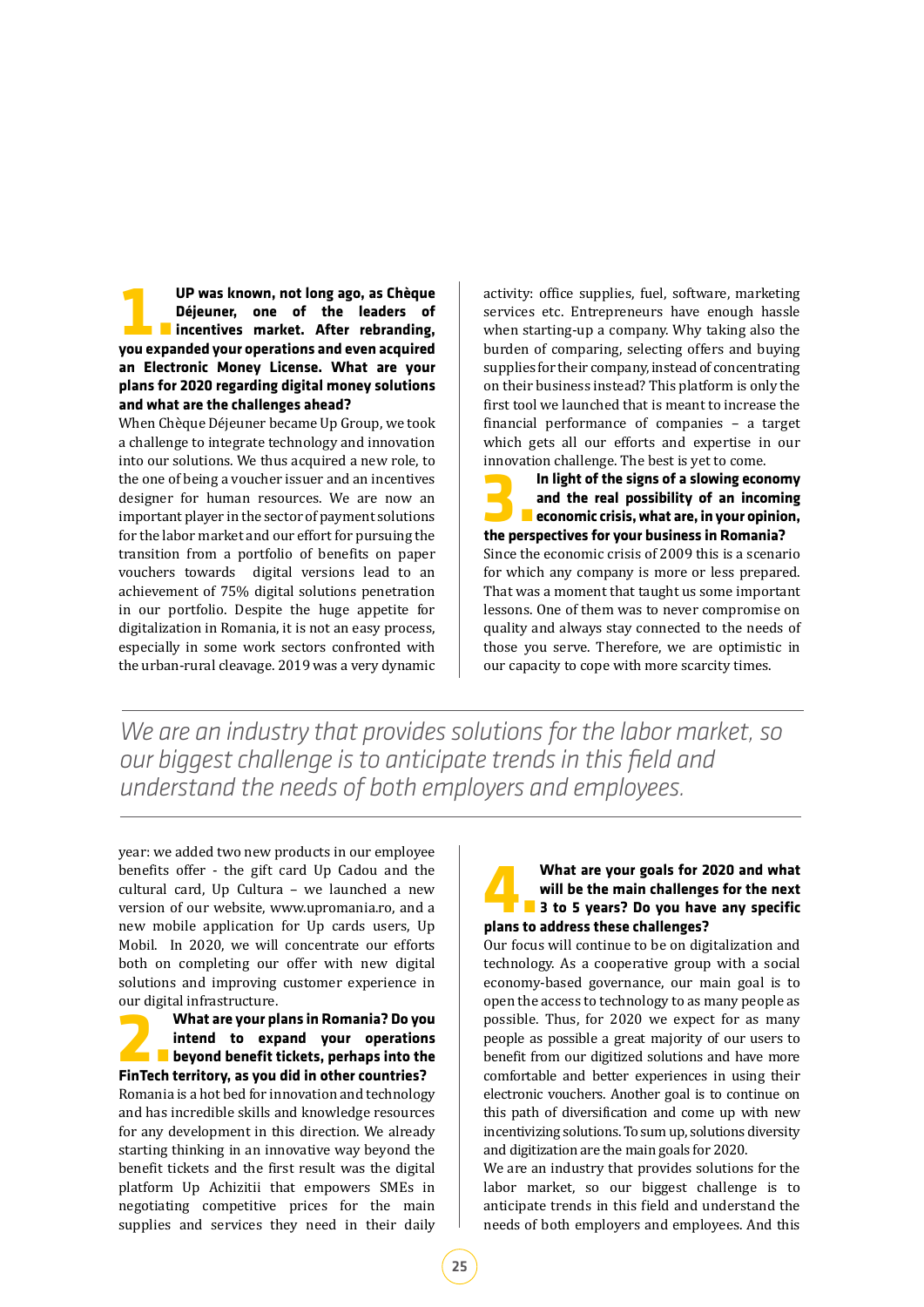**1. UP was known, not long ago, as Chèque Déjeuner, one of the leaders of incentives market. After rebranding, you expanded your operations and even acquired an Electronic Money License. What are your plans for 2020 regarding digital money solutions and what are the challenges ahead?**

When Chèque Déjeuner became Up Group, we took a challenge to integrate technology and innovation into our solutions. We thus acquired a new role, to the one of being a voucher issuer and an incentives designer for human resources. We are now an important player in the sector of payment solutions for the labor market and our effort for pursuing the transition from a portfolio of benefits on paper vouchers towards digital versions lead to an achievement of 75% digital solutions penetration in our portfolio. Despite the huge appetite for digitalization in Romania, it is not an easy process, especially in some work sectors confronted with the urban-rural cleavage. 2019 was a very dynamic year: we added two new products in our employee benefits offer - the gift card Up Cadou and the cultural card, Up Cultura – we launched a new version of our website, www.upromania.ro, and a new mobile application for Up cards users, Up Mobil. In 2020, we will concentrate our efforts both on completing our offer with new digital solutions and improving customer experience in our digital infrastructure.

**2. What are your plans in Romania? Do you intend to expand your operations beyond benefit tickets, perhaps into the FinTech territory, as you did in other countries?**

Romania is a hot bed for innovation and technology and has incredible skills and knowledge resources for any development in this direction. We already starting thinking in an innovative way beyond the benefit tickets and the first result was the digital platform Up Achizitii that empowers SMEs in negotiating competitive prices for the main supplies and services they need in their daily activity: office supplies, fuel, software, marketing services etc. Entrepreneurs have enough hassle when starting-up a company. Why taking also the burden of comparing, selecting offers and buying supplies for their company, instead of concentrating on their business instead? This platform is only the first tool we launched that is meant to increase the financial performance of companies – a target which gets all our efforts and expertise in our innovation challenge. The best is yet to come.

**3. In light of the signs of a slowing economy and the real possibility of an incoming economic crisis, what are, in your opinion, the perspectives for your business in Romania?**

Since the economic crisis of 2009 this is a scenario for which any company is more or less prepared. That was a moment that taught us some important lessons. One of them was to never compromise on quality and always stay connected to the needs of those you serve. Therefore, we are optimistic in our capacity to cope with more scarcity times.

*We are an industry that provides solutions for the labor market, so our biggest challenge is to anticipate trends in this field and understand the needs of both employers and employees.*

**4. What are your goals for 2020 and what will be the main challenges for the next 3 to 5 years? Do you have any specific plans to address these challenges?**

Our focus will continue to be on digitalization and technology. As a cooperative group with a social economy-based governance, our main goal is to open the access to technology to as many people as possible. Thus, for 2020 we expect for as many people as possible a great majority of our users to benefit from our digitized solutions and have more comfortable and better experiences in using their electronic vouchers. Another goal is to continue on this path of diversification and come up with new incentivizing solutions. To sum up, solutions diversity and digitization are the main goals for 2020.

We are an industry that provides solutions for the labor market, so our biggest challenge is to anticipate trends in this field and understand the needs of both employers and employees. And this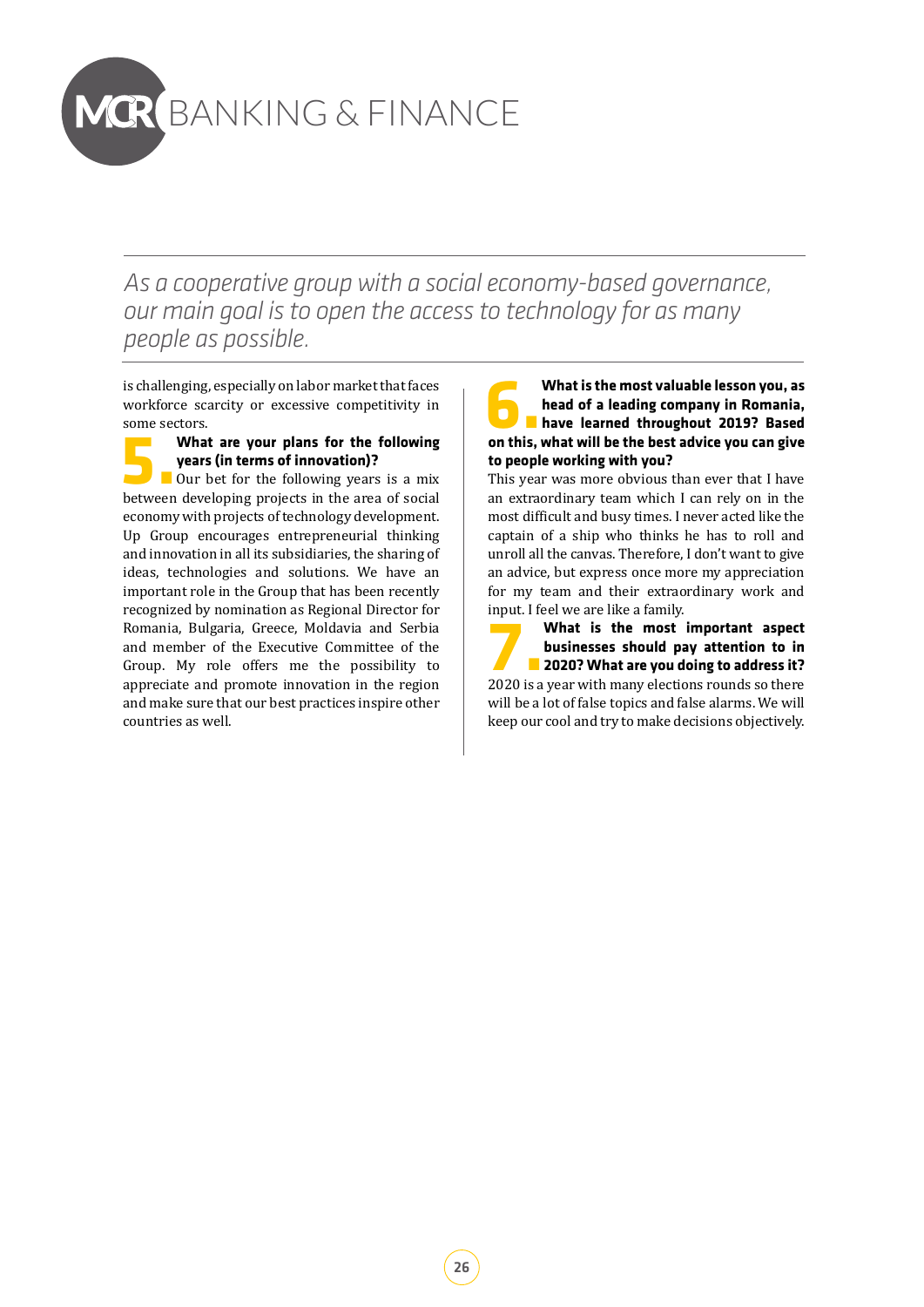*As a cooperative group with a social economy-based governance, our main goal is to open the access to technology for as many people as possible.*

is challenging, especially on labor market that faces workforce scarcity or excessive competitivity in some sectors.

**5. What are your plans for the following years (in terms of innovation)?**

Our bet for the following years is a mix between developing projects in the area of social economy with projects of technology development. Up Group encourages entrepreneurial thinking and innovation in all its subsidiaries, the sharing of ideas, technologies and solutions. We have an important role in the Group that has been recently recognized by nomination as Regional Director for Romania, Bulgaria, Greece, Moldavia and Serbia and member of the Executive Committee of the Group. My role offers me the possibility to appreciate and promote innovation in the region and make sure that our best practices inspire other countries as well.

**6. What is the most valuable lesson you, as head of a leading company in Romania, have learned throughout 2019? Based on this, what will be the best advice you can give to people working with you?**

This year was more obvious than ever that I have an extraordinary team which I can rely on in the most difficult and busy times. I never acted like the captain of a ship who thinks he has to roll and unroll all the canvas. Therefore, I don't want to give an advice, but express once more my appreciation for my team and their extraordinary work and input. I feel we are like a family.

**7. What is the most important aspect businesses should pay attention to in 2020? What are you doing to address it?**

2020 is a year with many elections rounds so there will be a lot of false topics and false alarms. We will keep our cool and try to make decisions objectively.